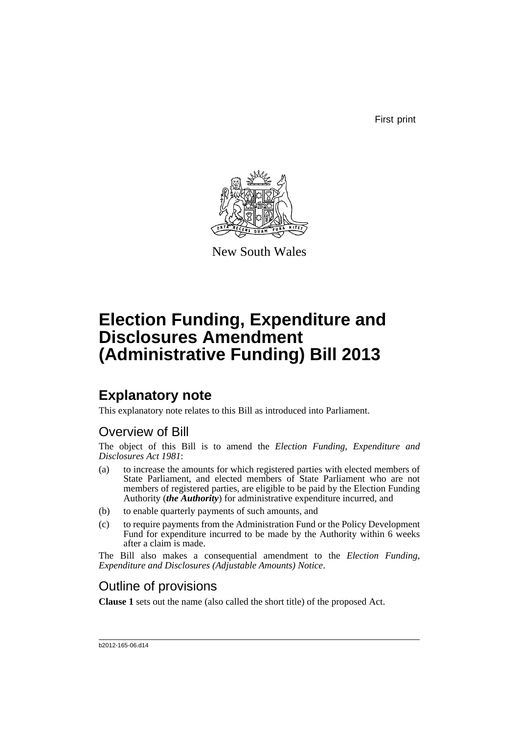First print

New South Wales

# Election Funding, Expenditure and Disclosures Amendment (Administrative Funding) Bill 2013

## Explanatory note

This explanatory note relates to this Bill as introduced into Parliament.

### Overview of Bill

The object of this Bill is to amend the *Election Funding, Expenditure and Disclosures Act 1981*:

(a) to increase the amounts for which registered parties with elected members of State Parliament, and elected members of State Parliament who are not members of registered parties, are eligible to be paid by the Election Funding Authority (***the Authority***) for administrative expenditure incurred, and

(b) to enable quarterly payments of such amounts, and

(c) to require payments from the Administration Fund or the Policy Development Fund for expenditure incurred to be made by the Authority within 6 weeks after a claim is made.

The Bill also makes a consequential amendment to the *Election Funding, Expenditure and Disclosures (Adjustable Amounts) Notice*.

### Outline of provisions

**Clause 1** sets out the name (also called the short title) of the proposed Act.

b2012-165-06.d14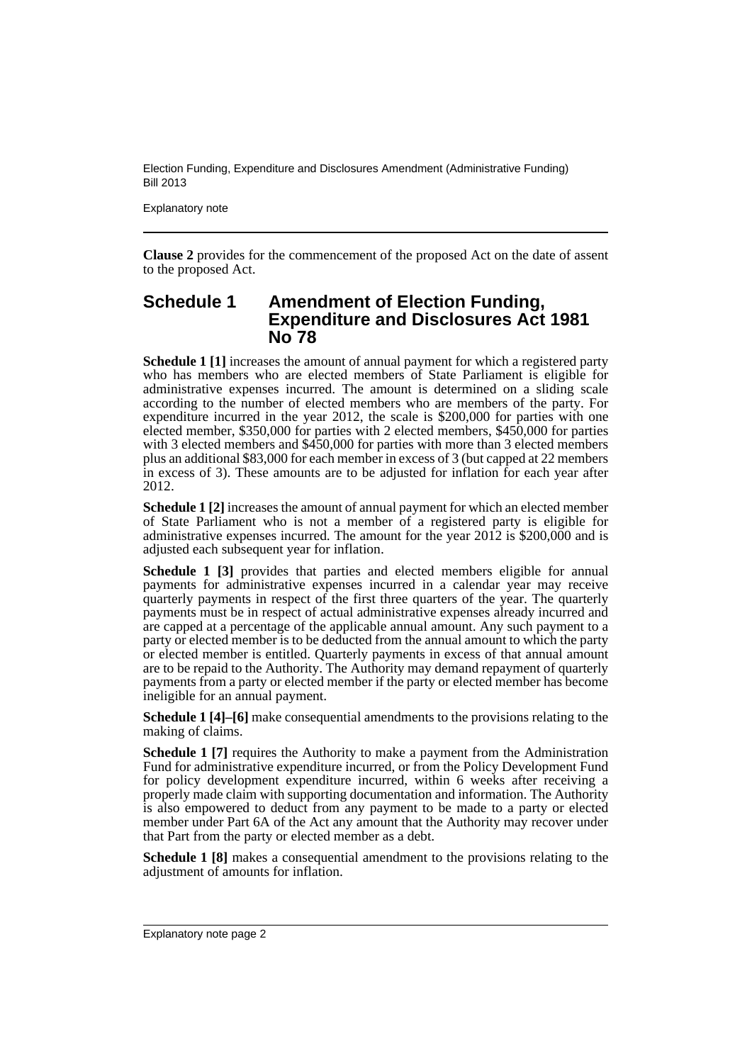**Clause 2** provides for the commencement of the proposed Act on the date of assent to the proposed Act.

## Schedule 1 Amendment of Election Funding, Expenditure and Disclosures Act 1981 No 78

**Schedule 1 [1]** increases the amount of annual payment for which a registered party who has members who are elected members of State Parliament is eligible for administrative expenses incurred. The amount is determined on a sliding scale according to the number of elected members who are members of the party. For expenditure incurred in the year 2012, the scale is $200,000 for parties with one elected member, $350,000 for parties with 2 elected members, $450,000 for parties with 3 elected members and $450,000 for parties with more than 3 elected members plus an additional $83,000 for each member in excess of 3 (but capped at 22 members in excess of 3). These amounts are to be adjusted for inflation for each year after 2012.

**Schedule 1 [2]** increases the amount of annual payment for which an elected member of State Parliament who is not a member of a registered party is eligible for administrative expenses incurred. The amount for the year 2012 is $200,000 and is adjusted each subsequent year for inflation.

**Schedule 1 [3]** provides that parties and elected members eligible for annual payments for administrative expenses incurred in a calendar year may receive quarterly payments in respect of the first three quarters of the year. The quarterly payments must be in respect of actual administrative expenses already incurred and are capped at a percentage of the applicable annual amount. Any such payment to a party or elected member is to be deducted from the annual amount to which the party or elected member is entitled. Quarterly payments in excess of that annual amount are to be repaid to the Authority. The Authority may demand repayment of quarterly payments from a party or elected member if the party or elected member has become ineligible for an annual payment.

**Schedule 1 [4]–[6]** make consequential amendments to the provisions relating to the making of claims.

**Schedule 1 [7]** requires the Authority to make a payment from the Administration Fund for administrative expenditure incurred, or from the Policy Development Fund for policy development expenditure incurred, within 6 weeks after receiving a properly made claim with supporting documentation and information. The Authority is also empowered to deduct from any payment to be made to a party or elected member under Part 6A of the Act any amount that the Authority may recover under that Part from the party or elected member as a debt.

**Schedule 1 [8]** makes a consequential amendment to the provisions relating to the adjustment of amounts for inflation.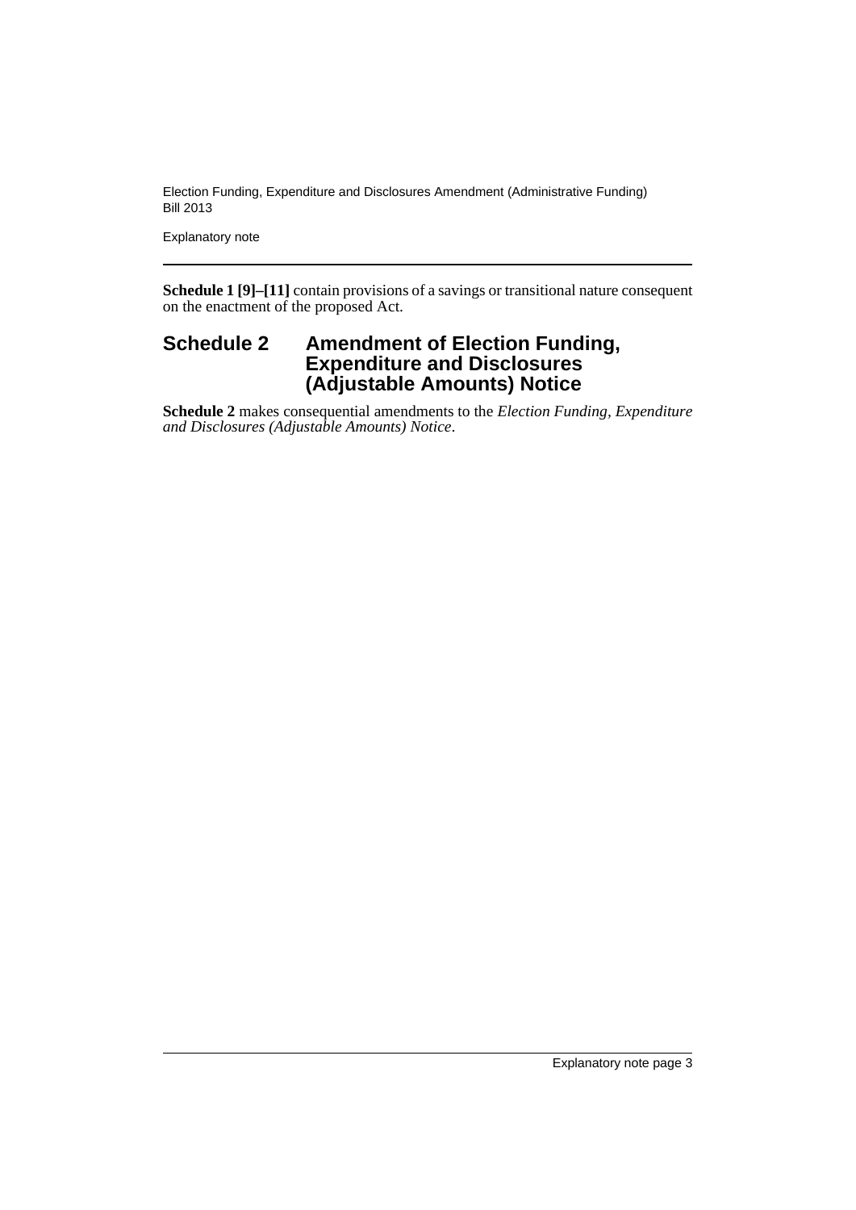**Schedule 1 [9]–[11]** contain provisions of a savings or transitional nature consequent on the enactment of the proposed Act.

## Schedule 2 Amendment of Election Funding, Expenditure and Disclosures (Adjustable Amounts) Notice

**Schedule 2** makes consequential amendments to the *Election Funding, Expenditure and Disclosures (Adjustable Amounts) Notice*.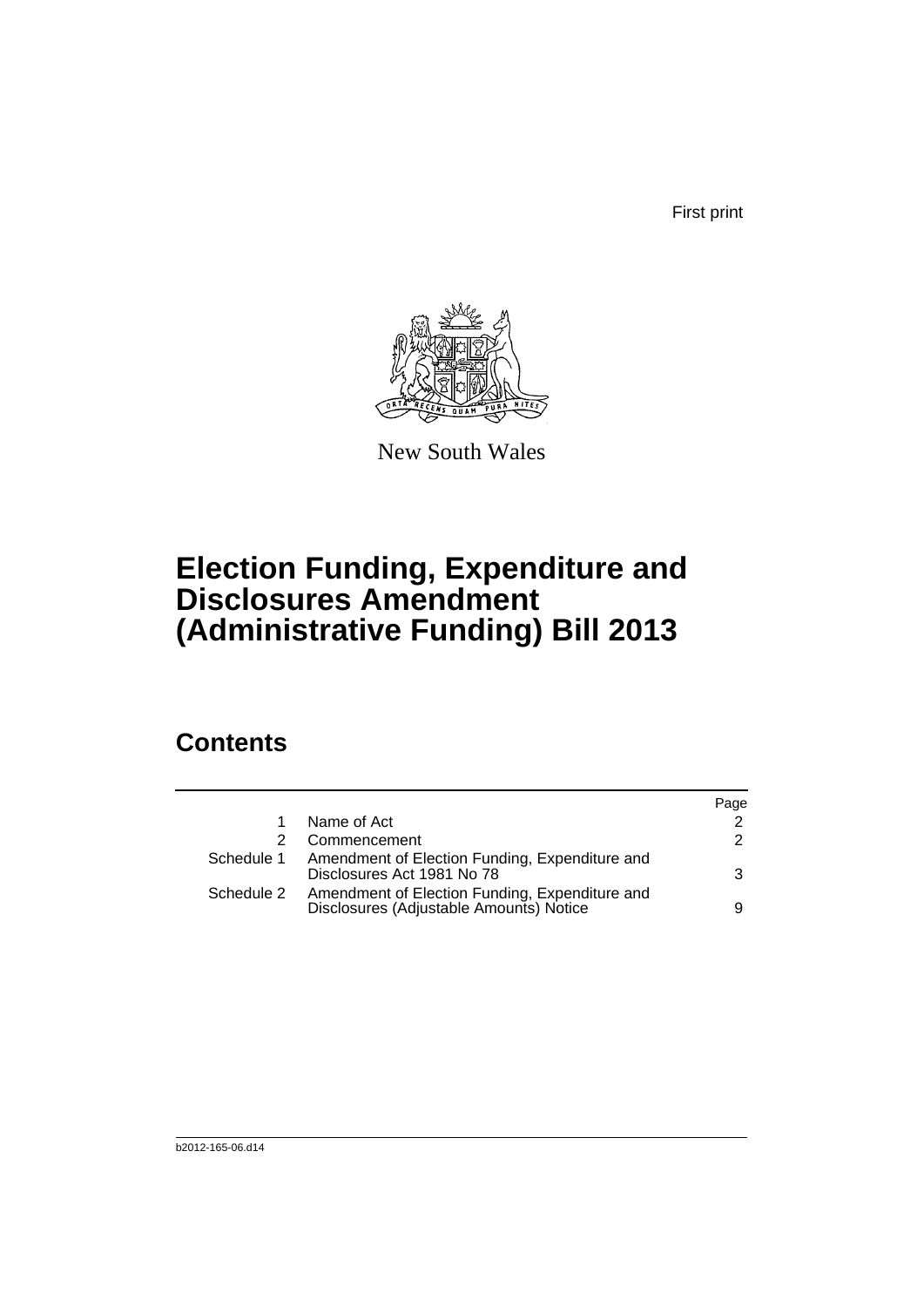First print

New South Wales

# Election Funding, Expenditure and Disclosures Amendment (Administrative Funding) Bill 2013

## Contents

| | | Page |
|---|---|---|
| 1 | Name of Act | 2 |
| 2 | Commencement | 2 |
| Schedule 1 | Amendment of Election Funding, Expenditure and Disclosures Act 1981 No 78 | 3 |
| Schedule 2 | Amendment of Election Funding, Expenditure and Disclosures (Adjustable Amounts) Notice | 9 |

b2012-165-06.d14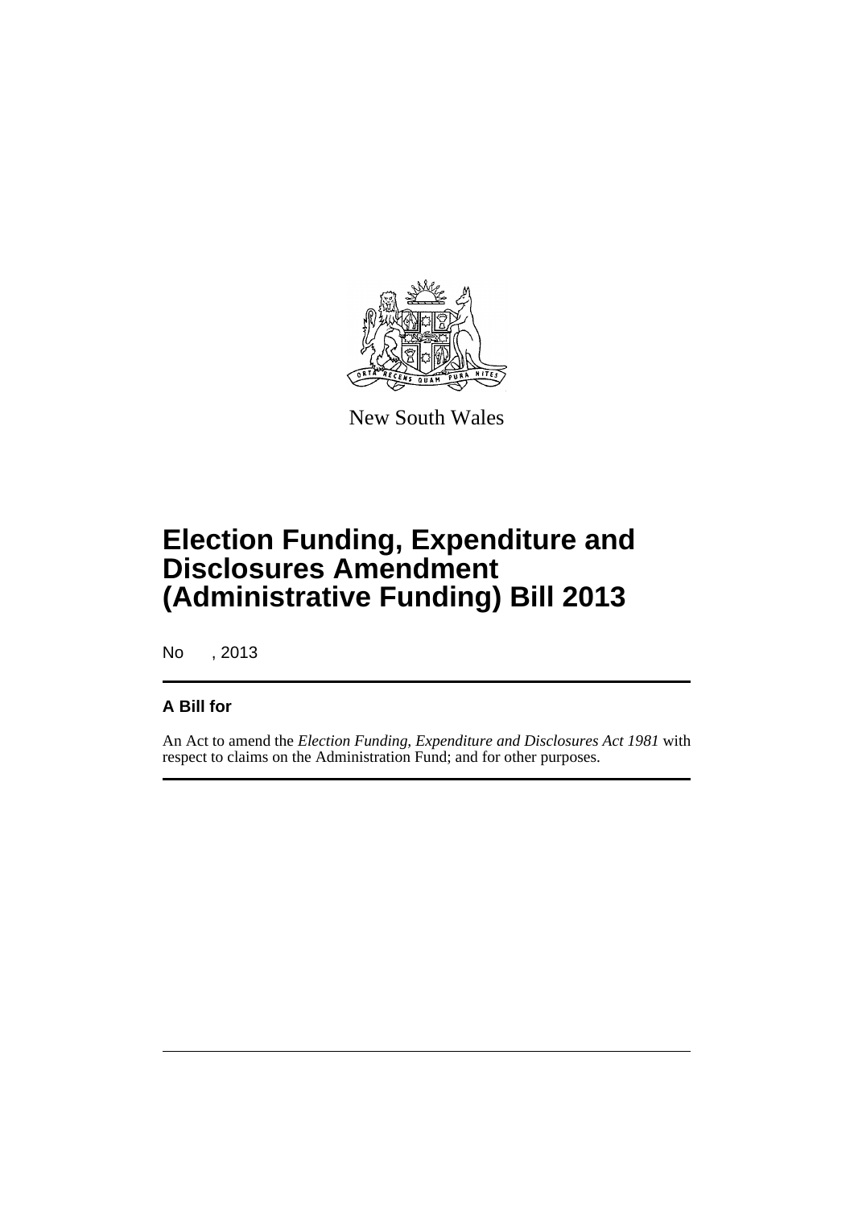New South Wales

# Election Funding, Expenditure and Disclosures Amendment (Administrative Funding) Bill 2013

No , 2013

## A Bill for

An Act to amend the *Election Funding, Expenditure and Disclosures Act 1981* with respect to claims on the Administration Fund; and for other purposes.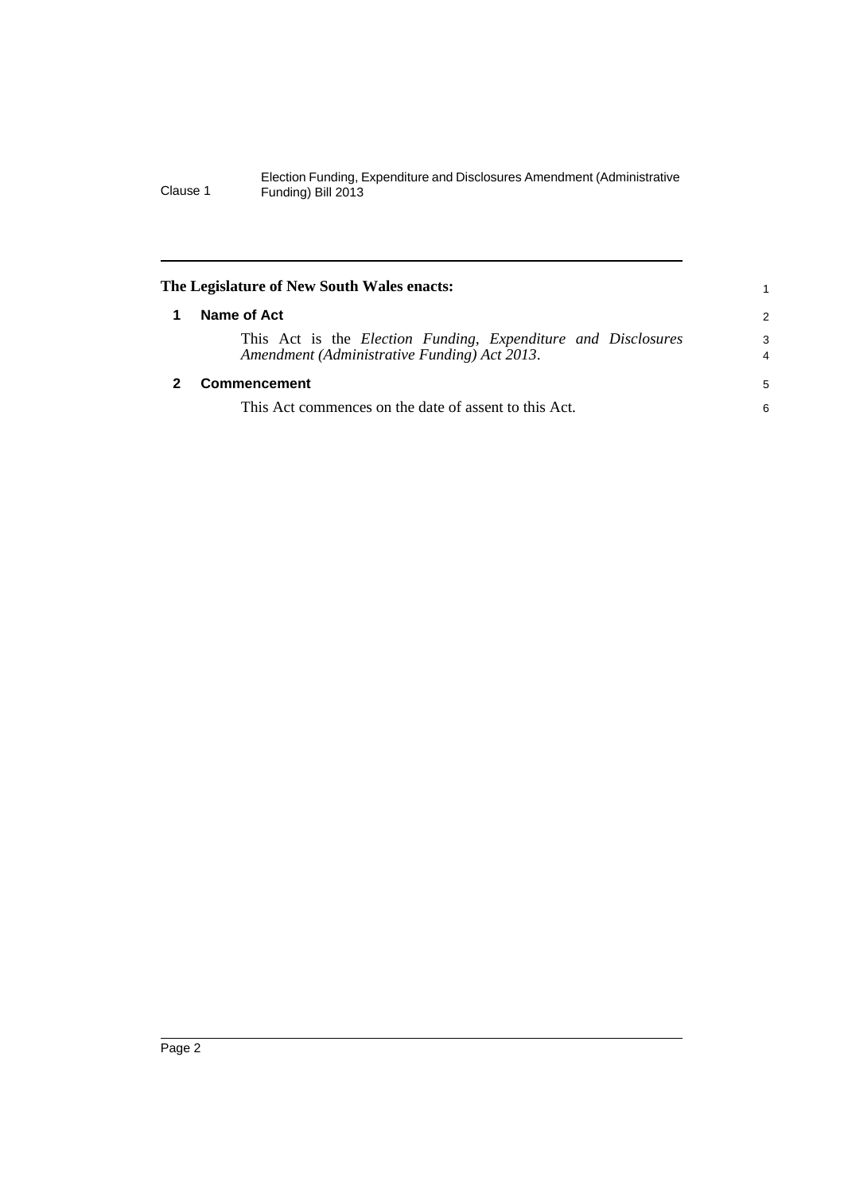**The Legislature of New South Wales enacts:**

## 1 Name of Act

This Act is the *Election Funding, Expenditure and Disclosures Amendment (Administrative Funding) Act 2013*.

## 2 Commencement

This Act commences on the date of assent to this Act.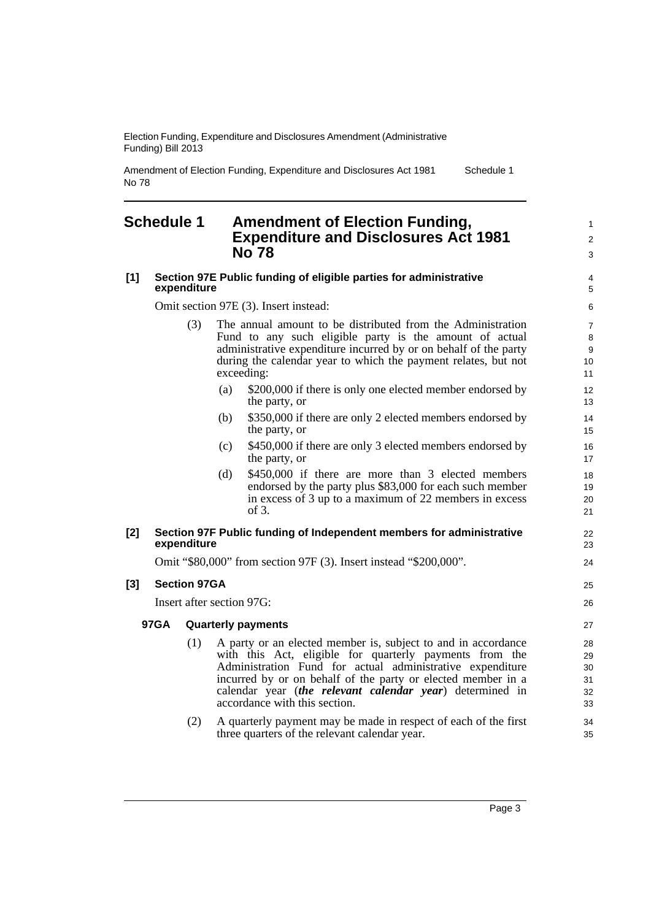# Schedule 1 Amendment of Election Funding, Expenditure and Disclosures Act 1981 No 78

**[1] Section 97E Public funding of eligible parties for administrative expenditure**

Omit section 97E (3). Insert instead:

(3) The annual amount to be distributed from the Administration Fund to any such eligible party is the amount of actual administrative expenditure incurred by or on behalf of the party during the calendar year to which the payment relates, but not exceeding:

(a) $200,000 if there is only one elected member endorsed by the party, or

(b) $350,000 if there are only 2 elected members endorsed by the party, or

(c) $450,000 if there are only 3 elected members endorsed by the party, or

(d) $450,000 if there are more than 3 elected members endorsed by the party plus $83,000 for each such member in excess of 3 up to a maximum of 22 members in excess of 3.

**[2] Section 97F Public funding of Independent members for administrative expenditure**

Omit "$80,000" from section 97F (3). Insert instead "$200,000".

**[3] Section 97GA**

Insert after section 97G:

**97GA Quarterly payments**

(1) A party or an elected member is, subject to and in accordance with this Act, eligible for quarterly payments from the Administration Fund for actual administrative expenditure incurred by or on behalf of the party or elected member in a calendar year (***the relevant calendar year***) determined in accordance with this section.

(2) A quarterly payment may be made in respect of each of the first three quarters of the relevant calendar year.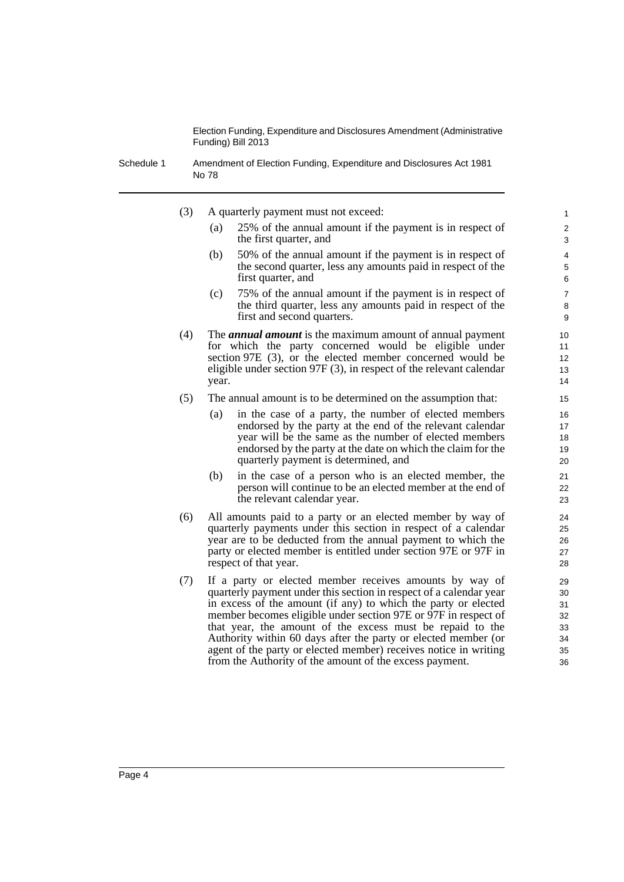(3) A quarterly payment must not exceed:

(a) 25% of the annual amount if the payment is in respect of the first quarter, and

(b) 50% of the annual amount if the payment is in respect of the second quarter, less any amounts paid in respect of the first quarter, and

(c) 75% of the annual amount if the payment is in respect of the third quarter, less any amounts paid in respect of the first and second quarters.

(4) The ***annual amount*** is the maximum amount of annual payment for which the party concerned would be eligible under section 97E (3), or the elected member concerned would be eligible under section 97F (3), in respect of the relevant calendar year.

(5) The annual amount is to be determined on the assumption that:

(a) in the case of a party, the number of elected members endorsed by the party at the end of the relevant calendar year will be the same as the number of elected members endorsed by the party at the date on which the claim for the quarterly payment is determined, and

(b) in the case of a person who is an elected member, the person will continue to be an elected member at the end of the relevant calendar year.

(6) All amounts paid to a party or an elected member by way of quarterly payments under this section in respect of a calendar year are to be deducted from the annual payment to which the party or elected member is entitled under section 97E or 97F in respect of that year.

(7) If a party or elected member receives amounts by way of quarterly payment under this section in respect of a calendar year in excess of the amount (if any) to which the party or elected member becomes eligible under section 97E or 97F in respect of that year, the amount of the excess must be repaid to the Authority within 60 days after the party or elected member (or agent of the party or elected member) receives notice in writing from the Authority of the amount of the excess payment.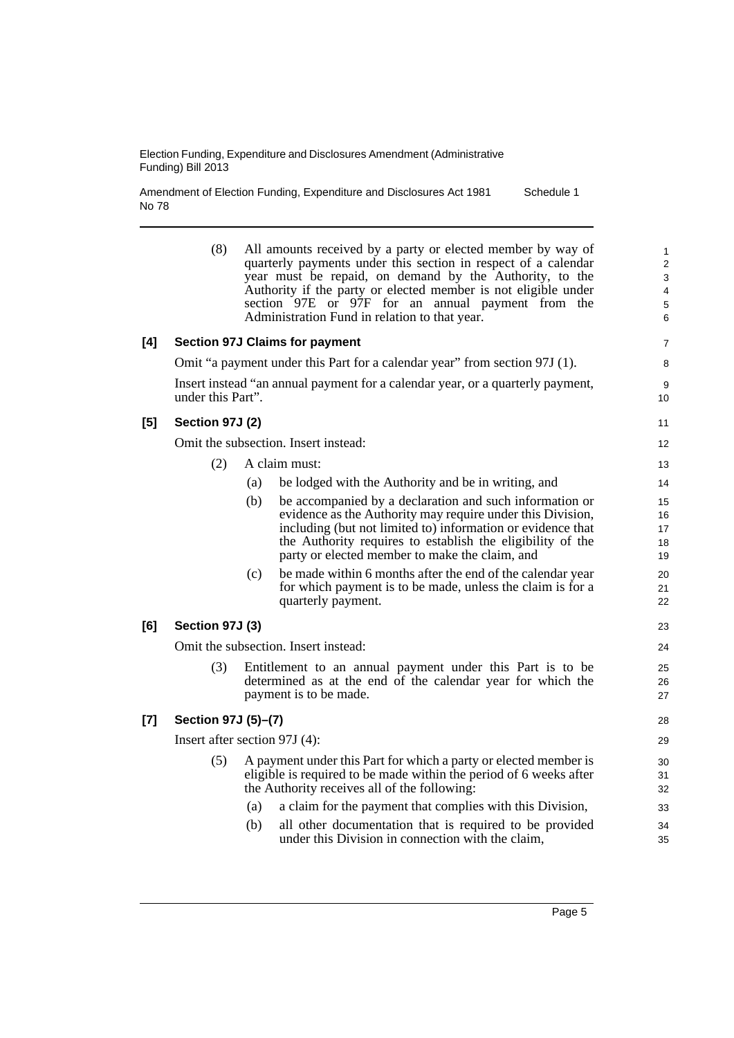(8) All amounts received by a party or elected member by way of quarterly payments under this section in respect of a calendar year must be repaid, on demand by the Authority, to the Authority if the party or elected member is not eligible under section 97E or 97F for an annual payment from the Administration Fund in relation to that year.

**[4] Section 97J Claims for payment**

Omit "a payment under this Part for a calendar year" from section 97J (1).

Insert instead "an annual payment for a calendar year, or a quarterly payment, under this Part".

**[5] Section 97J (2)**

Omit the subsection. Insert instead:

(2) A claim must:

(a) be lodged with the Authority and be in writing, and

(b) be accompanied by a declaration and such information or evidence as the Authority may require under this Division, including (but not limited to) information or evidence that the Authority requires to establish the eligibility of the party or elected member to make the claim, and

(c) be made within 6 months after the end of the calendar year for which payment is to be made, unless the claim is for a quarterly payment.

**[6] Section 97J (3)**

Omit the subsection. Insert instead:

(3) Entitlement to an annual payment under this Part is to be determined as at the end of the calendar year for which the payment is to be made.

**[7] Section 97J (5)–(7)**

Insert after section 97J (4):

(5) A payment under this Part for which a party or elected member is eligible is required to be made within the period of 6 weeks after the Authority receives all of the following:

(a) a claim for the payment that complies with this Division,

(b) all other documentation that is required to be provided under this Division in connection with the claim,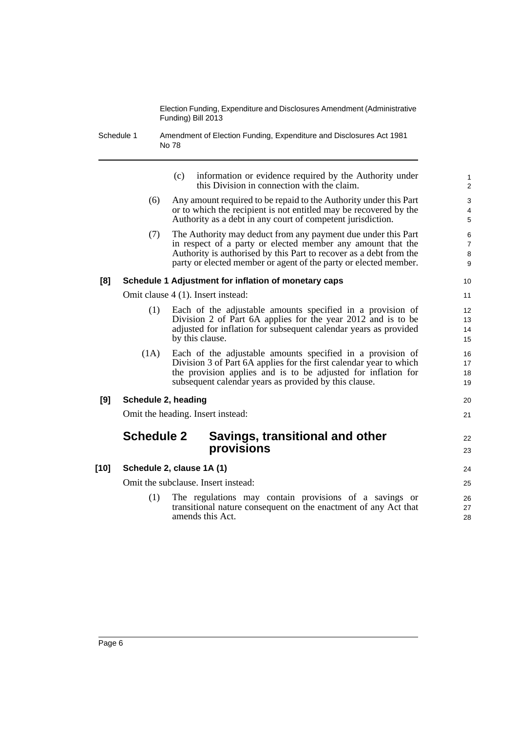(c) information or evidence required by the Authority under this Division in connection with the claim.

(6) Any amount required to be repaid to the Authority under this Part or to which the recipient is not entitled may be recovered by the Authority as a debt in any court of competent jurisdiction.

(7) The Authority may deduct from any payment due under this Part in respect of a party or elected member any amount that the Authority is authorised by this Part to recover as a debt from the party or elected member or agent of the party or elected member.

**[8] Schedule 1 Adjustment for inflation of monetary caps**

Omit clause 4 (1). Insert instead:

(1) Each of the adjustable amounts specified in a provision of Division 2 of Part 6A applies for the year 2012 and is to be adjusted for inflation for subsequent calendar years as provided by this clause.

(1A) Each of the adjustable amounts specified in a provision of Division 3 of Part 6A applies for the first calendar year to which the provision applies and is to be adjusted for inflation for subsequent calendar years as provided by this clause.

**[9] Schedule 2, heading**

Omit the heading. Insert instead:

## Schedule 2 Savings, transitional and other provisions

**[10] Schedule 2, clause 1A (1)**

Omit the subclause. Insert instead:

(1) The regulations may contain provisions of a savings or transitional nature consequent on the enactment of any Act that amends this Act.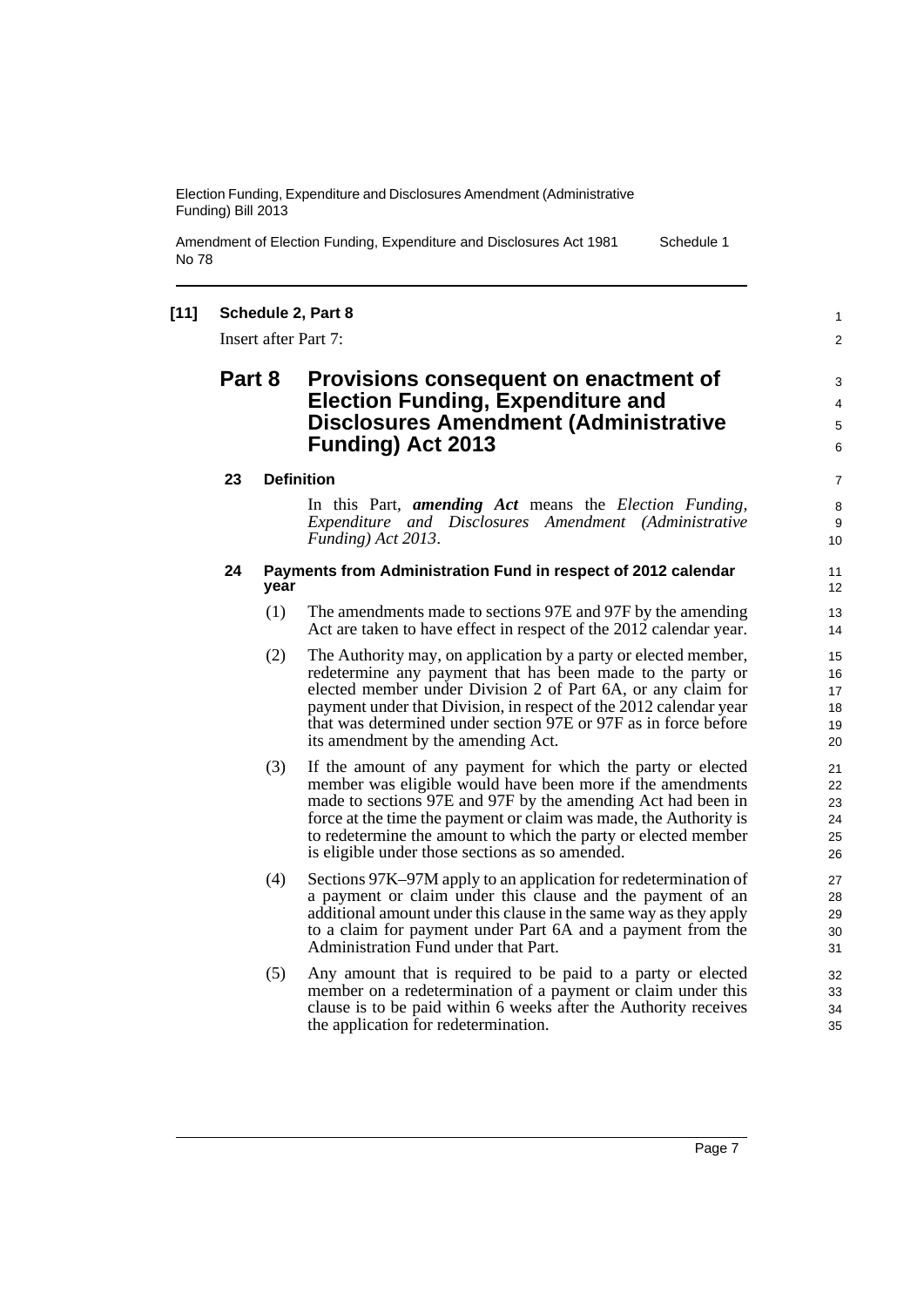**[11] Schedule 2, Part 8**

Insert after Part 7:

## Part 8 Provisions consequent on enactment of Election Funding, Expenditure and Disclosures Amendment (Administrative Funding) Act 2013

### 23 Definition

In this Part, ***amending Act*** means the *Election Funding, Expenditure and Disclosures Amendment (Administrative Funding) Act 2013*.

### 24 Payments from Administration Fund in respect of 2012 calendar year

(1) The amendments made to sections 97E and 97F by the amending Act are taken to have effect in respect of the 2012 calendar year.

(2) The Authority may, on application by a party or elected member, redetermine any payment that has been made to the party or elected member under Division 2 of Part 6A, or any claim for payment under that Division, in respect of the 2012 calendar year that was determined under section 97E or 97F as in force before its amendment by the amending Act.

(3) If the amount of any payment for which the party or elected member was eligible would have been more if the amendments made to sections 97E and 97F by the amending Act had been in force at the time the payment or claim was made, the Authority is to redetermine the amount to which the party or elected member is eligible under those sections as so amended.

(4) Sections 97K–97M apply to an application for redetermination of a payment or claim under this clause and the payment of an additional amount under this clause in the same way as they apply to a claim for payment under Part 6A and a payment from the Administration Fund under that Part.

(5) Any amount that is required to be paid to a party or elected member on a redetermination of a payment or claim under this clause is to be paid within 6 weeks after the Authority receives the application for redetermination.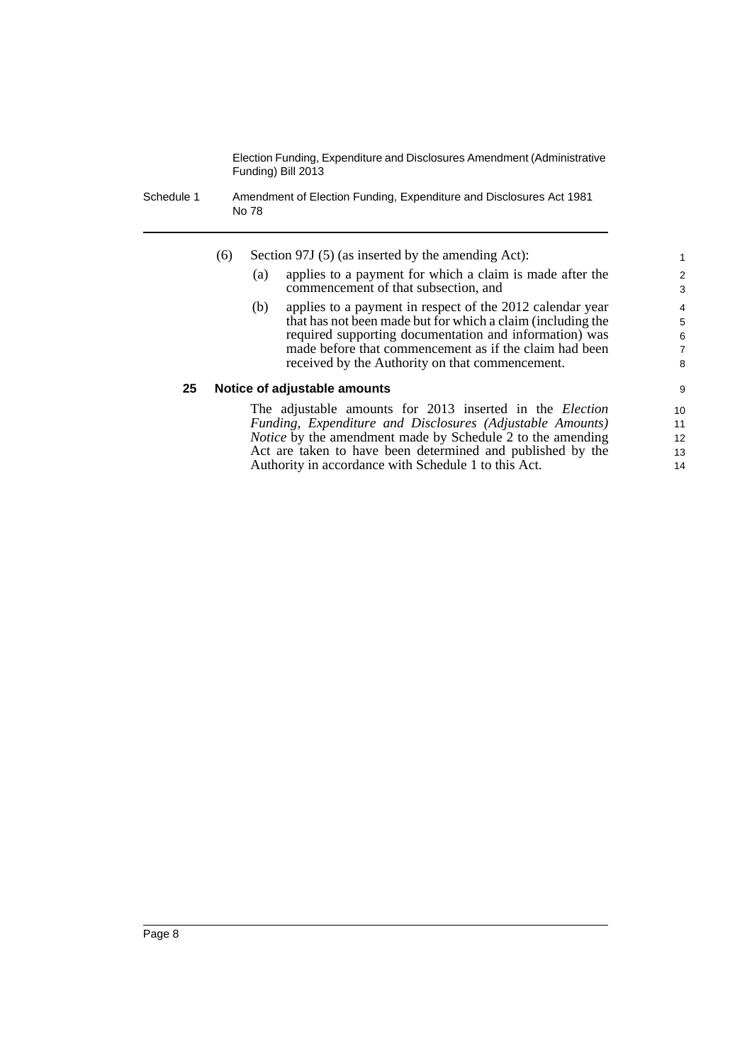(6) Section 97J (5) (as inserted by the amending Act):

(a) applies to a payment for which a claim is made after the commencement of that subsection, and

(b) applies to a payment in respect of the 2012 calendar year that has not been made but for which a claim (including the required supporting documentation and information) was made before that commencement as if the claim had been received by the Authority on that commencement.

### 25 Notice of adjustable amounts

The adjustable amounts for 2013 inserted in the *Election Funding, Expenditure and Disclosures (Adjustable Amounts) Notice* by the amendment made by Schedule 2 to the amending Act are taken to have been determined and published by the Authority in accordance with Schedule 1 to this Act.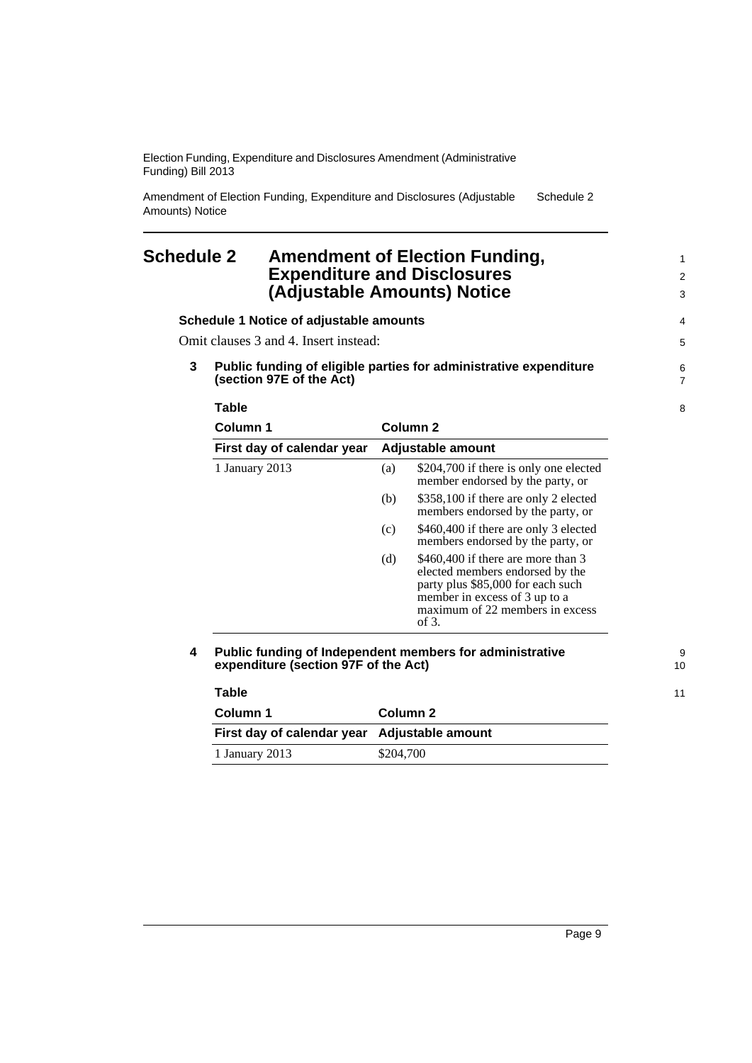# Schedule 2 Amendment of Election Funding, Expenditure and Disclosures (Adjustable Amounts) Notice

**Schedule 1 Notice of adjustable amounts**

Omit clauses 3 and 4. Insert instead:

### 3 Public funding of eligible parties for administrative expenditure (section 97E of the Act)

**Table**

| Column 1 | Column 2 |
|---|---|
| **First day of calendar year** | **Adjustable amount** |
| 1 January 2013 | (a) $204,700 if there is only one elected member endorsed by the party, or<br>(b) $358,100 if there are only 2 elected members endorsed by the party, or<br>(c) $460,400 if there are only 3 elected members endorsed by the party, or<br>(d) $460,400 if there are more than 3 elected members endorsed by the party plus $85,000 for each such member in excess of 3 up to a maximum of 22 members in excess of 3. |

### 4 Public funding of Independent members for administrative expenditure (section 97F of the Act)

**Table**

| Column 1 | Column 2 |
|---|---|
| **First day of calendar year** | **Adjustable amount** |
| 1 January 2013 | $204,700 |